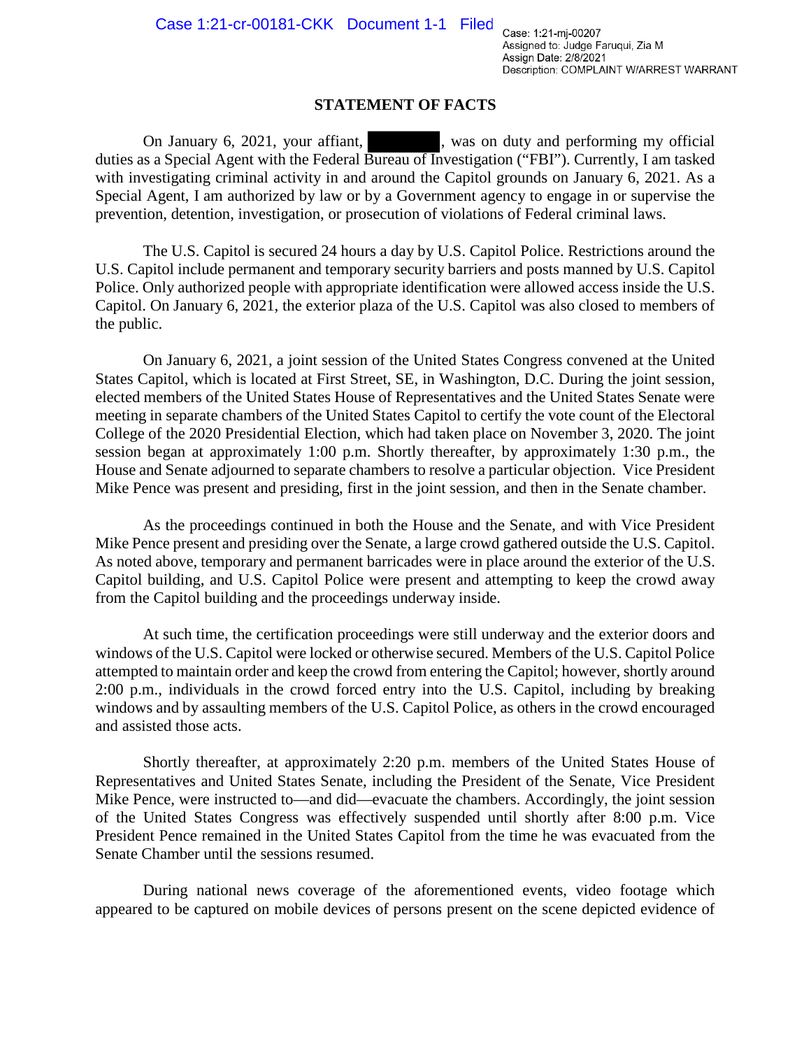Case: 1:21-mj-00207
Assigned to: Judge Faruqui, Zia M
Assign Date: 2/8/2021
Description: COMPLAINT W/ARREST WARRANT

## STATEMENT OF FACTS

On January 6, 2021, your affiant, [redacted], was on duty and performing my official duties as a Special Agent with the Federal Bureau of Investigation ("FBI"). Currently, I am tasked with investigating criminal activity in and around the Capitol grounds on January 6, 2021. As a Special Agent, I am authorized by law or by a Government agency to engage in or supervise the prevention, detention, investigation, or prosecution of violations of Federal criminal laws.

The U.S. Capitol is secured 24 hours a day by U.S. Capitol Police. Restrictions around the U.S. Capitol include permanent and temporary security barriers and posts manned by U.S. Capitol Police. Only authorized people with appropriate identification were allowed access inside the U.S. Capitol. On January 6, 2021, the exterior plaza of the U.S. Capitol was also closed to members of the public.

On January 6, 2021, a joint session of the United States Congress convened at the United States Capitol, which is located at First Street, SE, in Washington, D.C. During the joint session, elected members of the United States House of Representatives and the United States Senate were meeting in separate chambers of the United States Capitol to certify the vote count of the Electoral College of the 2020 Presidential Election, which had taken place on November 3, 2020. The joint session began at approximately 1:00 p.m. Shortly thereafter, by approximately 1:30 p.m., the House and Senate adjourned to separate chambers to resolve a particular objection. Vice President Mike Pence was present and presiding, first in the joint session, and then in the Senate chamber.

As the proceedings continued in both the House and the Senate, and with Vice President Mike Pence present and presiding over the Senate, a large crowd gathered outside the U.S. Capitol. As noted above, temporary and permanent barricades were in place around the exterior of the U.S. Capitol building, and U.S. Capitol Police were present and attempting to keep the crowd away from the Capitol building and the proceedings underway inside.

At such time, the certification proceedings were still underway and the exterior doors and windows of the U.S. Capitol were locked or otherwise secured. Members of the U.S. Capitol Police attempted to maintain order and keep the crowd from entering the Capitol; however, shortly around 2:00 p.m., individuals in the crowd forced entry into the U.S. Capitol, including by breaking windows and by assaulting members of the U.S. Capitol Police, as others in the crowd encouraged and assisted those acts.

Shortly thereafter, at approximately 2:20 p.m. members of the United States House of Representatives and United States Senate, including the President of the Senate, Vice President Mike Pence, were instructed to—and did—evacuate the chambers. Accordingly, the joint session of the United States Congress was effectively suspended until shortly after 8:00 p.m. Vice President Pence remained in the United States Capitol from the time he was evacuated from the Senate Chamber until the sessions resumed.

During national news coverage of the aforementioned events, video footage which appeared to be captured on mobile devices of persons present on the scene depicted evidence of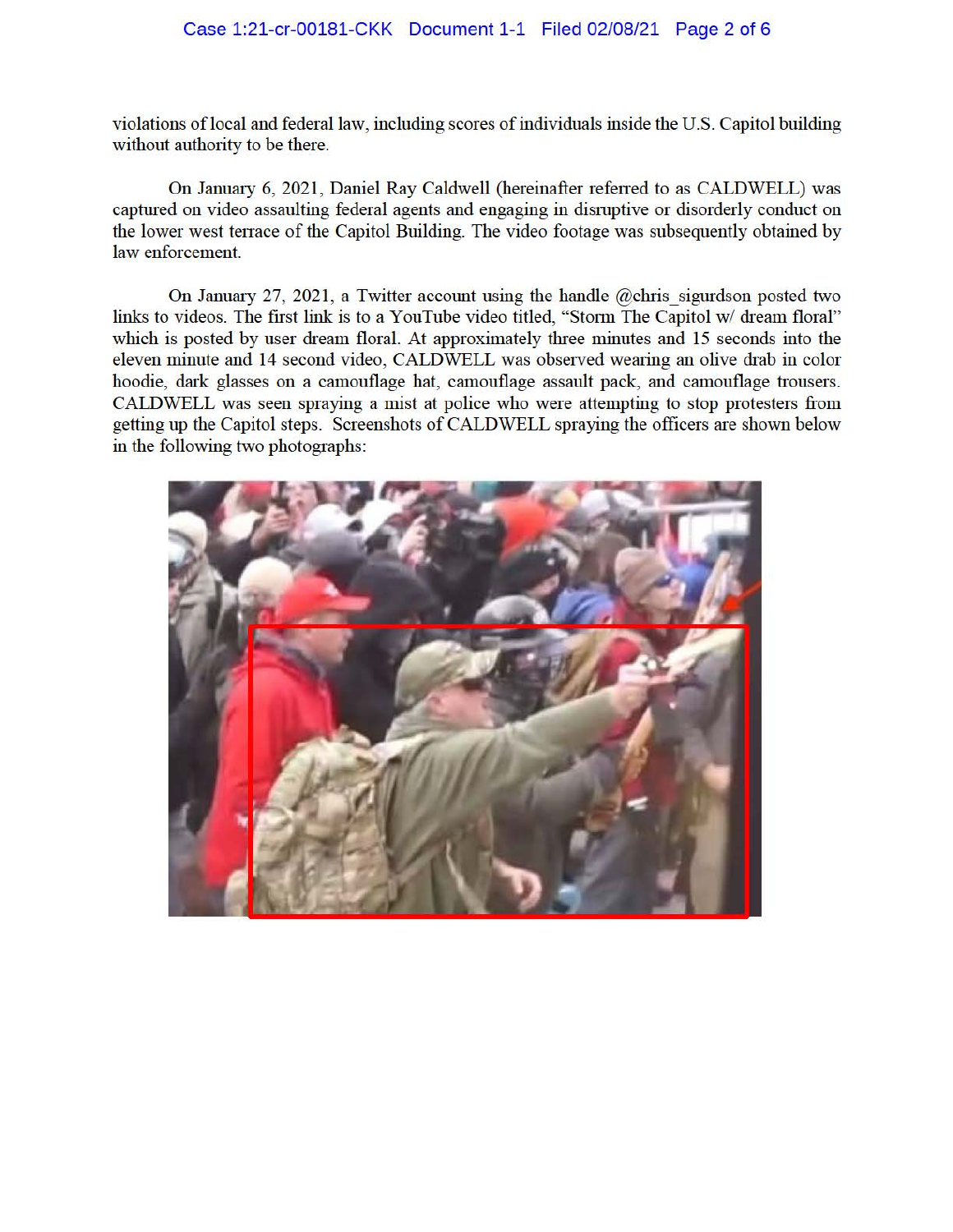violations of local and federal law, including scores of individuals inside the U.S. Capitol building without authority to be there.

On January 6, 2021, Daniel Ray Caldwell (hereinafter referred to as CALDWELL) was captured on video assaulting federal agents and engaging in disruptive or disorderly conduct on the lower west terrace of the Capitol Building. The video footage was subsequently obtained by law enforcement.

On January 27, 2021, a Twitter account using the handle @chris_sigurdson posted two links to videos. The first link is to a YouTube video titled, "Storm The Capitol w/ dream floral" which is posted by user dream floral. At approximately three minutes and 15 seconds into the eleven minute and 14 second video, CALDWELL was observed wearing an olive drab in color hoodie, dark glasses on a camouflage hat, camouflage assault pack, and camouflage trousers. CALDWELL was seen spraying a mist at police who were attempting to stop protesters from getting up the Capitol steps. Screenshots of CALDWELL spraying the officers are shown below in the following two photographs: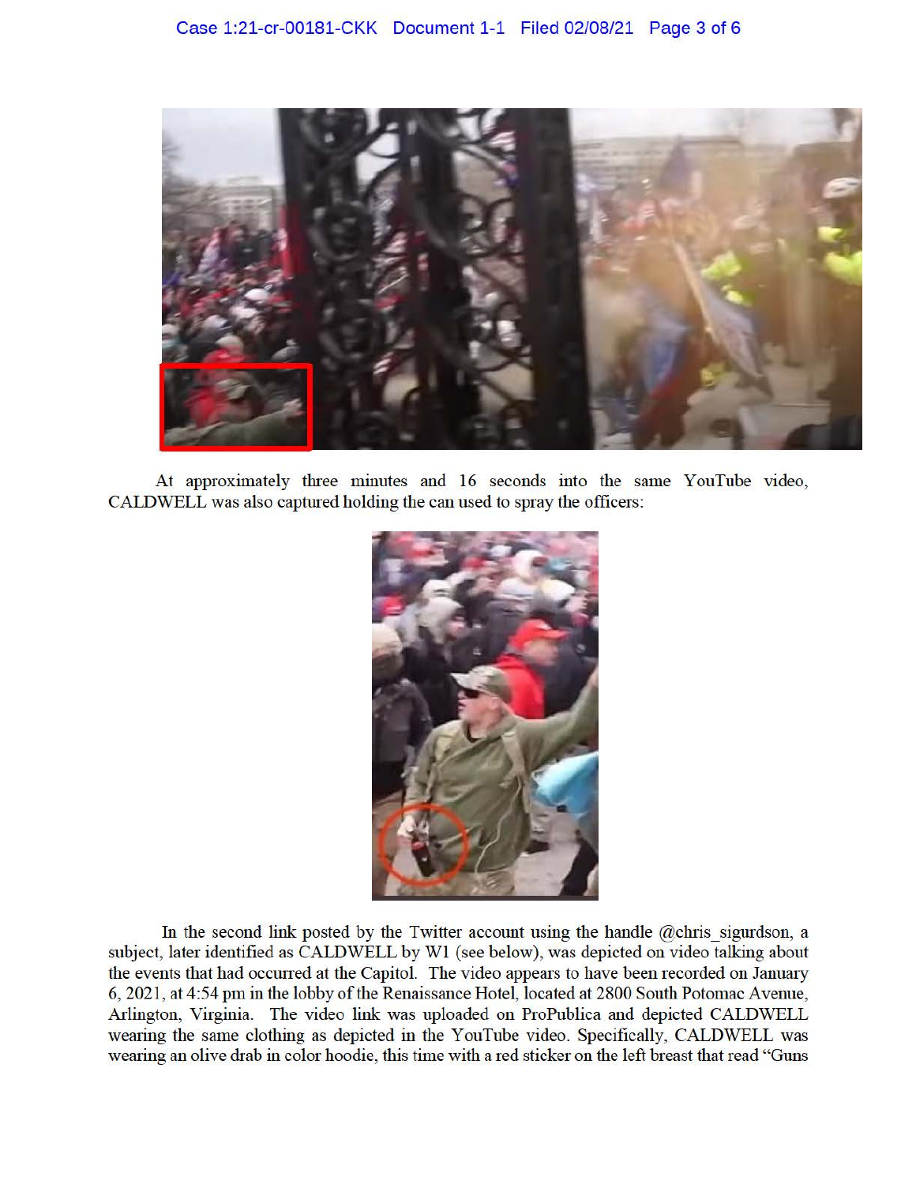At approximately three minutes and 16 seconds into the same YouTube video, CALDWELL was also captured holding the can used to spray the officers:

In the second link posted by the Twitter account using the handle @chris_sigurdson, a subject, later identified as CALDWELL by W1 (see below), was depicted on video talking about the events that had occurred at the Capitol. The video appears to have been recorded on January 6, 2021, at 4:54 pm in the lobby of the Renaissance Hotel, located at 2800 South Potomac Avenue, Arlington, Virginia. The video link was uploaded on ProPublica and depicted CALDWELL wearing the same clothing as depicted in the YouTube video. Specifically, CALDWELL was wearing an olive drab in color hoodie, this time with a red sticker on the left breast that read "Guns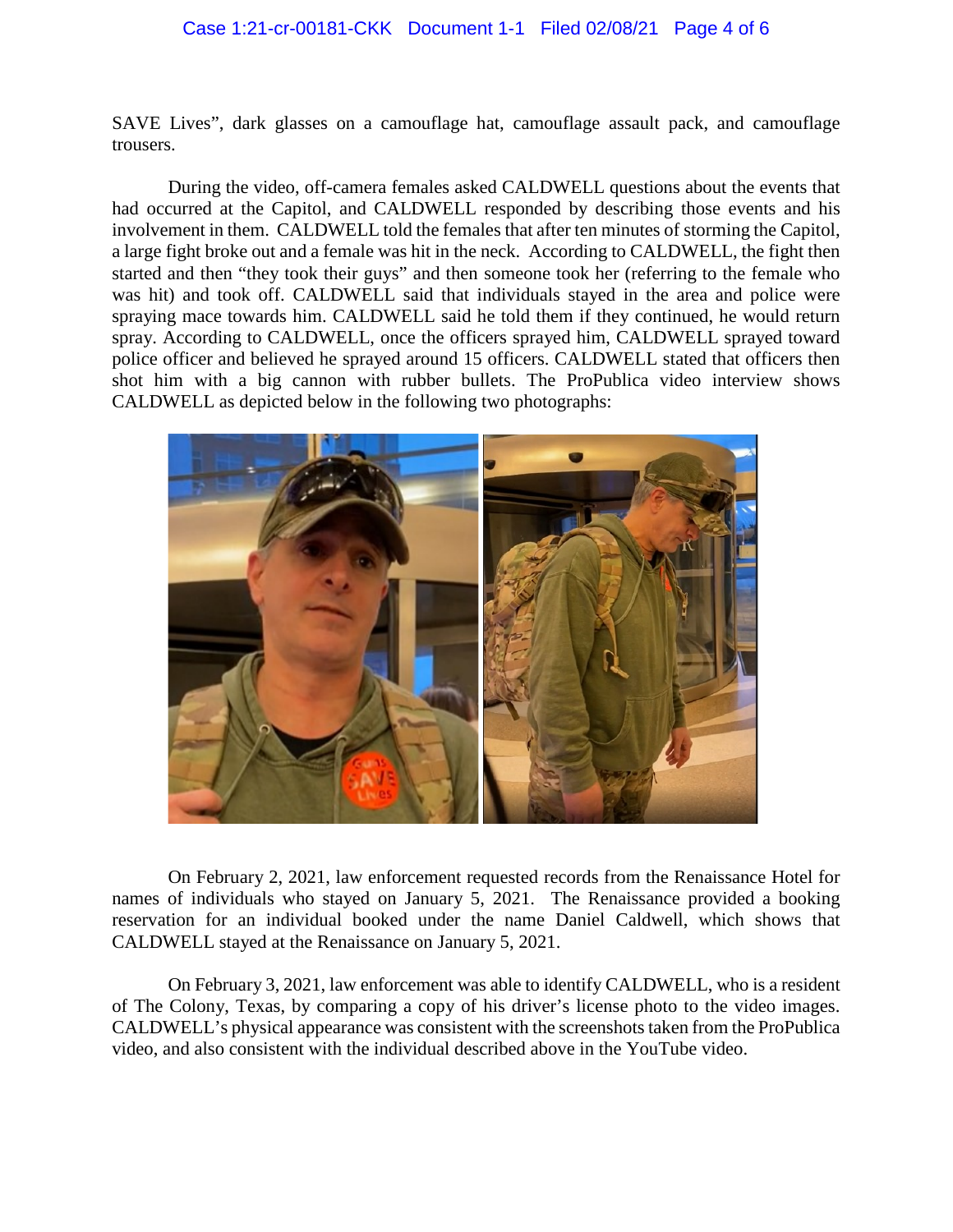SAVE Lives", dark glasses on a camouflage hat, camouflage assault pack, and camouflage trousers.

During the video, off-camera females asked CALDWELL questions about the events that had occurred at the Capitol, and CALDWELL responded by describing those events and his involvement in them. CALDWELL told the females that after ten minutes of storming the Capitol, a large fight broke out and a female was hit in the neck. According to CALDWELL, the fight then started and then "they took their guys" and then someone took her (referring to the female who was hit) and took off. CALDWELL said that individuals stayed in the area and police were spraying mace towards him. CALDWELL said he told them if they continued, he would return spray. According to CALDWELL, once the officers sprayed him, CALDWELL sprayed toward police officer and believed he sprayed around 15 officers. CALDWELL stated that officers then shot him with a big cannon with rubber bullets. The ProPublica video interview shows CALDWELL as depicted below in the following two photographs:

On February 2, 2021, law enforcement requested records from the Renaissance Hotel for names of individuals who stayed on January 5, 2021. The Renaissance provided a booking reservation for an individual booked under the name Daniel Caldwell, which shows that CALDWELL stayed at the Renaissance on January 5, 2021.

On February 3, 2021, law enforcement was able to identify CALDWELL, who is a resident of The Colony, Texas, by comparing a copy of his driver's license photo to the video images. CALDWELL's physical appearance was consistent with the screenshots taken from the ProPublica video, and also consistent with the individual described above in the YouTube video.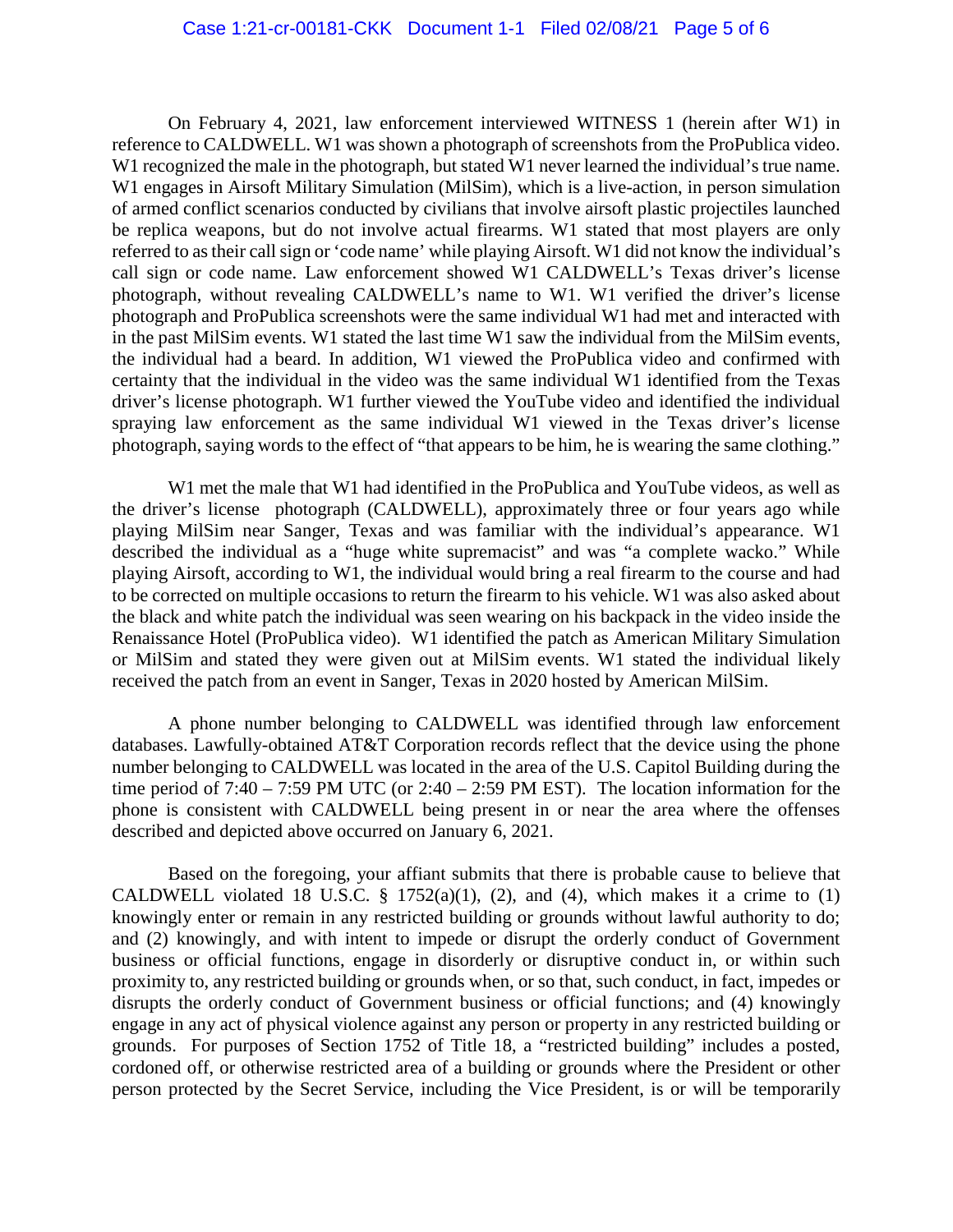On February 4, 2021, law enforcement interviewed WITNESS 1 (herein after W1) in reference to CALDWELL. W1 was shown a photograph of screenshots from the ProPublica video. W1 recognized the male in the photograph, but stated W1 never learned the individual's true name. W1 engages in Airsoft Military Simulation (MilSim), which is a live-action, in person simulation of armed conflict scenarios conducted by civilians that involve airsoft plastic projectiles launched be replica weapons, but do not involve actual firearms. W1 stated that most players are only referred to as their call sign or 'code name' while playing Airsoft. W1 did not know the individual's call sign or code name. Law enforcement showed W1 CALDWELL's Texas driver's license photograph, without revealing CALDWELL's name to W1. W1 verified the driver's license photograph and ProPublica screenshots were the same individual W1 had met and interacted with in the past MilSim events. W1 stated the last time W1 saw the individual from the MilSim events, the individual had a beard. In addition, W1 viewed the ProPublica video and confirmed with certainty that the individual in the video was the same individual W1 identified from the Texas driver's license photograph. W1 further viewed the YouTube video and identified the individual spraying law enforcement as the same individual W1 viewed in the Texas driver's license photograph, saying words to the effect of "that appears to be him, he is wearing the same clothing."

W1 met the male that W1 had identified in the ProPublica and YouTube videos, as well as the driver's license photograph (CALDWELL), approximately three or four years ago while playing MilSim near Sanger, Texas and was familiar with the individual's appearance. W1 described the individual as a "huge white supremacist" and was "a complete wacko." While playing Airsoft, according to W1, the individual would bring a real firearm to the course and had to be corrected on multiple occasions to return the firearm to his vehicle. W1 was also asked about the black and white patch the individual was seen wearing on his backpack in the video inside the Renaissance Hotel (ProPublica video). W1 identified the patch as American Military Simulation or MilSim and stated they were given out at MilSim events. W1 stated the individual likely received the patch from an event in Sanger, Texas in 2020 hosted by American MilSim.

A phone number belonging to CALDWELL was identified through law enforcement databases. Lawfully-obtained AT&T Corporation records reflect that the device using the phone number belonging to CALDWELL was located in the area of the U.S. Capitol Building during the time period of 7:40 – 7:59 PM UTC (or 2:40 – 2:59 PM EST). The location information for the phone is consistent with CALDWELL being present in or near the area where the offenses described and depicted above occurred on January 6, 2021.

Based on the foregoing, your affiant submits that there is probable cause to believe that CALDWELL violated 18 U.S.C. § 1752(a)(1), (2), and (4), which makes it a crime to (1) knowingly enter or remain in any restricted building or grounds without lawful authority to do; and (2) knowingly, and with intent to impede or disrupt the orderly conduct of Government business or official functions, engage in disorderly or disruptive conduct in, or within such proximity to, any restricted building or grounds when, or so that, such conduct, in fact, impedes or disrupts the orderly conduct of Government business or official functions; and (4) knowingly engage in any act of physical violence against any person or property in any restricted building or grounds. For purposes of Section 1752 of Title 18, a "restricted building" includes a posted, cordoned off, or otherwise restricted area of a building or grounds where the President or other person protected by the Secret Service, including the Vice President, is or will be temporarily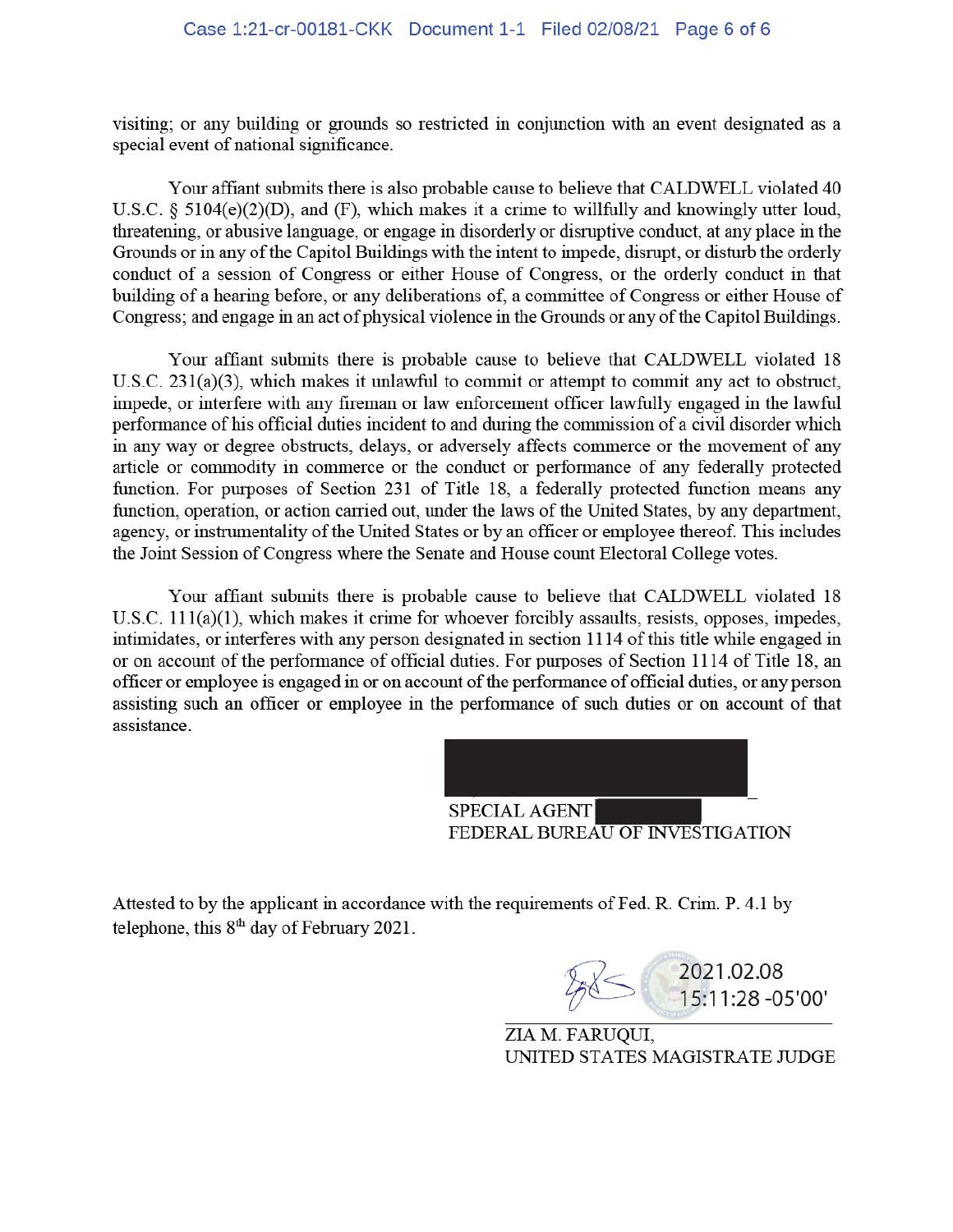visiting; or any building or grounds so restricted in conjunction with an event designated as a special event of national significance.

Your affiant submits there is also probable cause to believe that CALDWELL violated 40 U.S.C. § 5104(e)(2)(D), and (F), which makes it a crime to willfully and knowingly utter loud, threatening, or abusive language, or engage in disorderly or disruptive conduct, at any place in the Grounds or in any of the Capitol Buildings with the intent to impede, disrupt, or disturb the orderly conduct of a session of Congress or either House of Congress, or the orderly conduct in that building of a hearing before, or any deliberations of, a committee of Congress or either House of Congress; and engage in an act of physical violence in the Grounds or any of the Capitol Buildings.

Your affiant submits there is probable cause to believe that CALDWELL violated 18 U.S.C. 231(a)(3), which makes it unlawful to commit or attempt to commit any act to obstruct, impede, or interfere with any fireman or law enforcement officer lawfully engaged in the lawful performance of his official duties incident to and during the commission of a civil disorder which in any way or degree obstructs, delays, or adversely affects commerce or the movement of any article or commodity in commerce or the conduct or performance of any federally protected function. For purposes of Section 231 of Title 18, a federally protected function means any function, operation, or action carried out, under the laws of the United States, by any department, agency, or instrumentality of the United States or by an officer or employee thereof. This includes the Joint Session of Congress where the Senate and House count Electoral College votes.

Your affiant submits there is probable cause to believe that CALDWELL violated 18 U.S.C. 111(a)(1), which makes it crime for whoever forcibly assaults, resists, opposes, impedes, intimidates, or interferes with any person designated in section 1114 of this title while engaged in or on account of the performance of official duties. For purposes of Section 1114 of Title 18, an officer or employee is engaged in or on account of the performance of official duties, or any person assisting such an officer or employee in the performance of such duties or on account of that assistance.

SPECIAL AGENT
FEDERAL BUREAU OF INVESTIGATION

Attested to by the applicant in accordance with the requirements of Fed. R. Crim. P. 4.1 by telephone, this 8th day of February 2021.

2021.02.08
15:11:28 -05'00'

ZIA M. FARUQUI,
UNITED STATES MAGISTRATE JUDGE